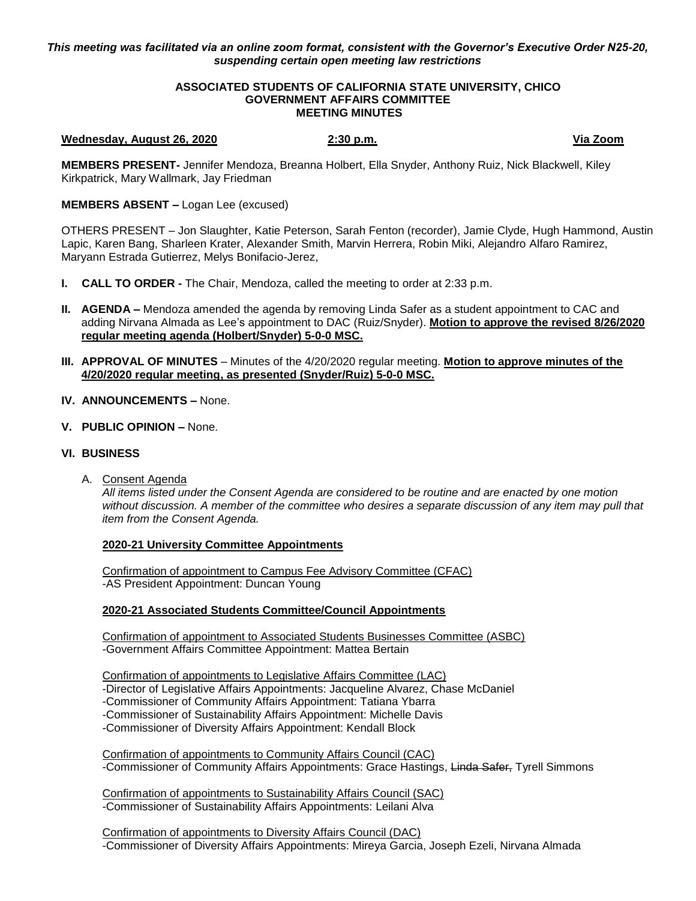*This meeting was facilitated via an online zoom format, consistent with the Governor's Executive Order N25-20, suspending certain open meeting law restrictions*

**ASSOCIATED STUDENTS OF CALIFORNIA STATE UNIVERSITY, CHICO**
**GOVERNMENT AFFAIRS COMMITTEE**
**MEETING MINUTES**

**Wednesday, August 26, 2020** **2:30 p.m.** **Via Zoom**

**MEMBERS PRESENT-** Jennifer Mendoza, Breanna Holbert, Ella Snyder, Anthony Ruiz, Nick Blackwell, Kiley Kirkpatrick, Mary Wallmark, Jay Friedman

**MEMBERS ABSENT –** Logan Lee (excused)

OTHERS PRESENT – Jon Slaughter, Katie Peterson, Sarah Fenton (recorder), Jamie Clyde, Hugh Hammond, Austin Lapic, Karen Bang, Sharleen Krater, Alexander Smith, Marvin Herrera, Robin Miki, Alejandro Alfaro Ramirez, Maryann Estrada Gutierrez, Melys Bonifacio-Jerez,

**I. CALL TO ORDER -** The Chair, Mendoza, called the meeting to order at 2:33 p.m.

**II. AGENDA –** Mendoza amended the agenda by removing Linda Safer as a student appointment to CAC and adding Nirvana Almada as Lee's appointment to DAC (Ruiz/Snyder). **Motion to approve the revised 8/26/2020 regular meeting agenda (Holbert/Snyder) 5-0-0 MSC.**

**III. APPROVAL OF MINUTES** – Minutes of the 4/20/2020 regular meeting. **Motion to approve minutes of the 4/20/2020 regular meeting, as presented (Snyder/Ruiz) 5-0-0 MSC.**

**IV. ANNOUNCEMENTS –** None.

**V. PUBLIC OPINION –** None.

**VI. BUSINESS**

A. Consent Agenda

*All items listed under the Consent Agenda are considered to be routine and are enacted by one motion without discussion. A member of the committee who desires a separate discussion of any item may pull that item from the Consent Agenda.*

**2020-21 University Committee Appointments**

Confirmation of appointment to Campus Fee Advisory Committee (CFAC)
-AS President Appointment: Duncan Young

**2020-21 Associated Students Committee/Council Appointments**

Confirmation of appointment to Associated Students Businesses Committee (ASBC)
-Government Affairs Committee Appointment: Mattea Bertain

Confirmation of appointments to Legislative Affairs Committee (LAC)
-Director of Legislative Affairs Appointments: Jacqueline Alvarez, Chase McDaniel
-Commissioner of Community Affairs Appointment: Tatiana Ybarra
-Commissioner of Sustainability Affairs Appointment: Michelle Davis
-Commissioner of Diversity Affairs Appointment: Kendall Block

Confirmation of appointments to Community Affairs Council (CAC)
-Commissioner of Community Affairs Appointments: Grace Hastings, ~~Linda Safer,~~ Tyrell Simmons

Confirmation of appointments to Sustainability Affairs Council (SAC)
-Commissioner of Sustainability Affairs Appointments: Leilani Alva

Confirmation of appointments to Diversity Affairs Council (DAC)
-Commissioner of Diversity Affairs Appointments: Mireya Garcia, Joseph Ezeli, Nirvana Almada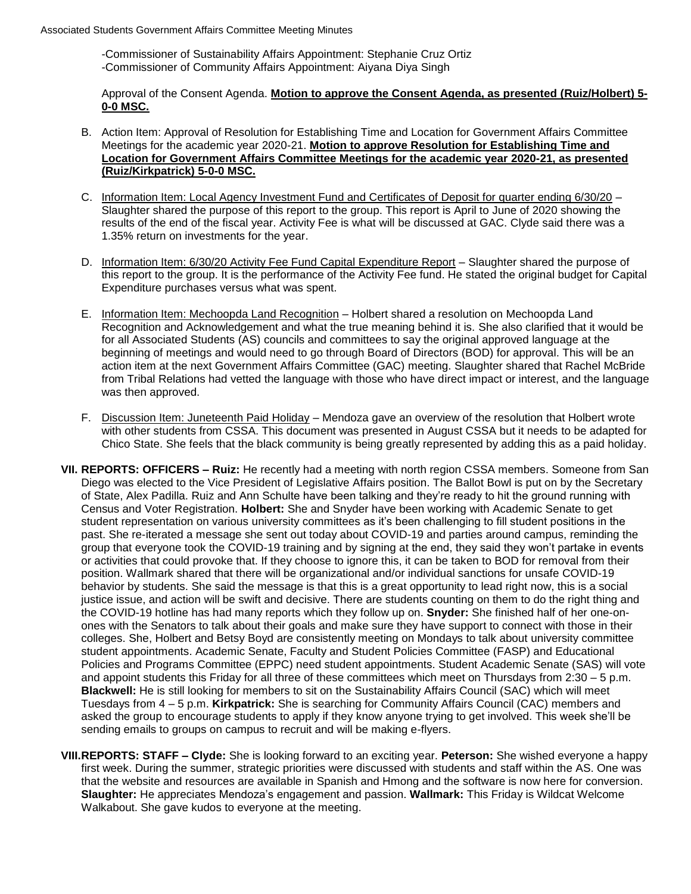-Commissioner of Sustainability Affairs Appointment: Stephanie Cruz Ortiz
-Commissioner of Community Affairs Appointment: Aiyana Diya Singh

Approval of the Consent Agenda. **Motion to approve the Consent Agenda, as presented (Ruiz/Holbert) 5-0-0 MSC.**

B. Action Item: Approval of Resolution for Establishing Time and Location for Government Affairs Committee Meetings for the academic year 2020-21. **Motion to approve Resolution for Establishing Time and Location for Government Affairs Committee Meetings for the academic year 2020-21, as presented (Ruiz/Kirkpatrick) 5-0-0 MSC.**

C. Information Item: Local Agency Investment Fund and Certificates of Deposit for quarter ending 6/30/20 – Slaughter shared the purpose of this report to the group. This report is April to June of 2020 showing the results of the end of the fiscal year. Activity Fee is what will be discussed at GAC. Clyde said there was a 1.35% return on investments for the year.

D. Information Item: 6/30/20 Activity Fee Fund Capital Expenditure Report – Slaughter shared the purpose of this report to the group. It is the performance of the Activity Fee fund. He stated the original budget for Capital Expenditure purchases versus what was spent.

E. Information Item: Mechoopda Land Recognition – Holbert shared a resolution on Mechoopda Land Recognition and Acknowledgement and what the true meaning behind it is. She also clarified that it would be for all Associated Students (AS) councils and committees to say the original approved language at the beginning of meetings and would need to go through Board of Directors (BOD) for approval. This will be an action item at the next Government Affairs Committee (GAC) meeting. Slaughter shared that Rachel McBride from Tribal Relations had vetted the language with those who have direct impact or interest, and the language was then approved.

F. Discussion Item: Juneteenth Paid Holiday – Mendoza gave an overview of the resolution that Holbert wrote with other students from CSSA. This document was presented in August CSSA but it needs to be adapted for Chico State. She feels that the black community is being greatly represented by adding this as a paid holiday.

**VII. REPORTS: OFFICERS – Ruiz:** He recently had a meeting with north region CSSA members. Someone from San Diego was elected to the Vice President of Legislative Affairs position. The Ballot Bowl is put on by the Secretary of State, Alex Padilla. Ruiz and Ann Schulte have been talking and they're ready to hit the ground running with Census and Voter Registration. **Holbert:** She and Snyder have been working with Academic Senate to get student representation on various university committees as it's been challenging to fill student positions in the past. She re-iterated a message she sent out today about COVID-19 and parties around campus, reminding the group that everyone took the COVID-19 training and by signing at the end, they said they won't partake in events or activities that could provoke that. If they choose to ignore this, it can be taken to BOD for removal from their position. Wallmark shared that there will be organizational and/or individual sanctions for unsafe COVID-19 behavior by students. She said the message is that this is a great opportunity to lead right now, this is a social justice issue, and action will be swift and decisive. There are students counting on them to do the right thing and the COVID-19 hotline has had many reports which they follow up on. **Snyder:** She finished half of her one-on-ones with the Senators to talk about their goals and make sure they have support to connect with those in their colleges. She, Holbert and Betsy Boyd are consistently meeting on Mondays to talk about university committee student appointments. Academic Senate, Faculty and Student Policies Committee (FASP) and Educational Policies and Programs Committee (EPPC) need student appointments. Student Academic Senate (SAS) will vote and appoint students this Friday for all three of these committees which meet on Thursdays from 2:30 – 5 p.m. **Blackwell:** He is still looking for members to sit on the Sustainability Affairs Council (SAC) which will meet Tuesdays from 4 – 5 p.m. **Kirkpatrick:** She is searching for Community Affairs Council (CAC) members and asked the group to encourage students to apply if they know anyone trying to get involved. This week she'll be sending emails to groups on campus to recruit and will be making e-flyers.

**VIII. REPORTS: STAFF – Clyde:** She is looking forward to an exciting year. **Peterson:** She wished everyone a happy first week. During the summer, strategic priorities were discussed with students and staff within the AS. One was that the website and resources are available in Spanish and Hmong and the software is now here for conversion. **Slaughter:** He appreciates Mendoza's engagement and passion. **Wallmark:** This Friday is Wildcat Welcome Walkabout. She gave kudos to everyone at the meeting.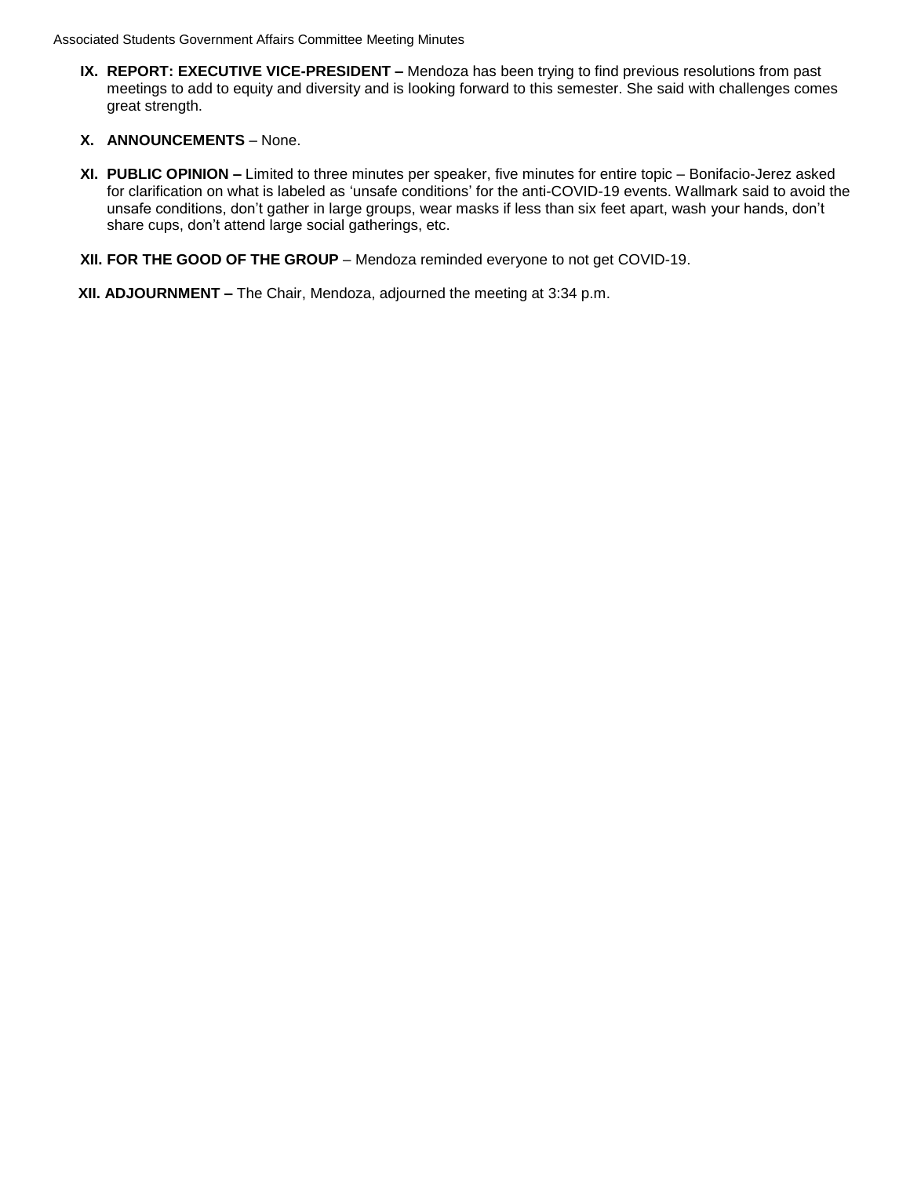**IX. REPORT: EXECUTIVE VICE-PRESIDENT –** Mendoza has been trying to find previous resolutions from past meetings to add to equity and diversity and is looking forward to this semester. She said with challenges comes great strength.

**X. ANNOUNCEMENTS** – None.

**XI. PUBLIC OPINION –** Limited to three minutes per speaker, five minutes for entire topic – Bonifacio-Jerez asked for clarification on what is labeled as 'unsafe conditions' for the anti-COVID-19 events. Wallmark said to avoid the unsafe conditions, don't gather in large groups, wear masks if less than six feet apart, wash your hands, don't share cups, don't attend large social gatherings, etc.

**XII. FOR THE GOOD OF THE GROUP** – Mendoza reminded everyone to not get COVID-19.

**XII. ADJOURNMENT –** The Chair, Mendoza, adjourned the meeting at 3:34 p.m.